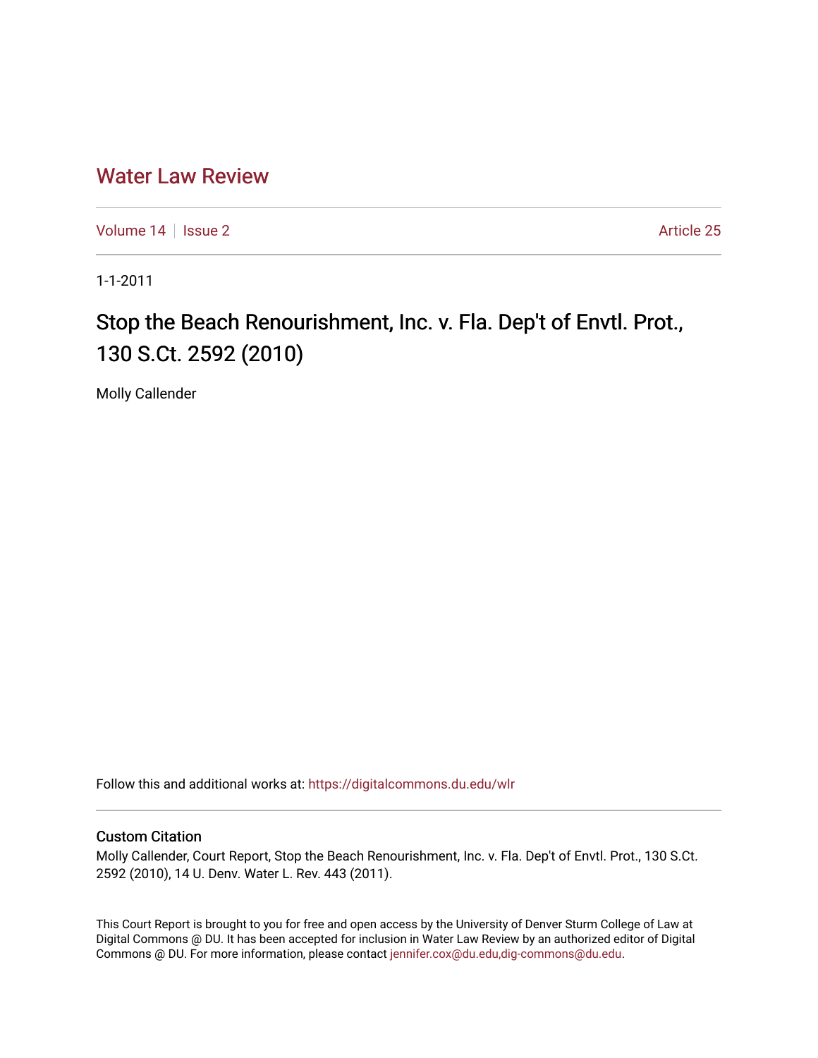# Water Law Review

Volume 14 | Issue 2 | Article 25

1-1-2011

## Stop the Beach Renourishment, Inc. v. Fla. Dep't of Envtl. Prot., 130 S.Ct. 2592 (2010)

Molly Callender

Follow this and additional works at: https://digitalcommons.du.edu/wlr

### Custom Citation

Molly Callender, Court Report, Stop the Beach Renourishment, Inc. v. Fla. Dep't of Envtl. Prot., 130 S.Ct. 2592 (2010), 14 U. Denv. Water L. Rev. 443 (2011).

This Court Report is brought to you for free and open access by the University of Denver Sturm College of Law at Digital Commons @ DU. It has been accepted for inclusion in Water Law Review by an authorized editor of Digital Commons @ DU. For more information, please contact jennifer.cox@du.edu,dig-commons@du.edu.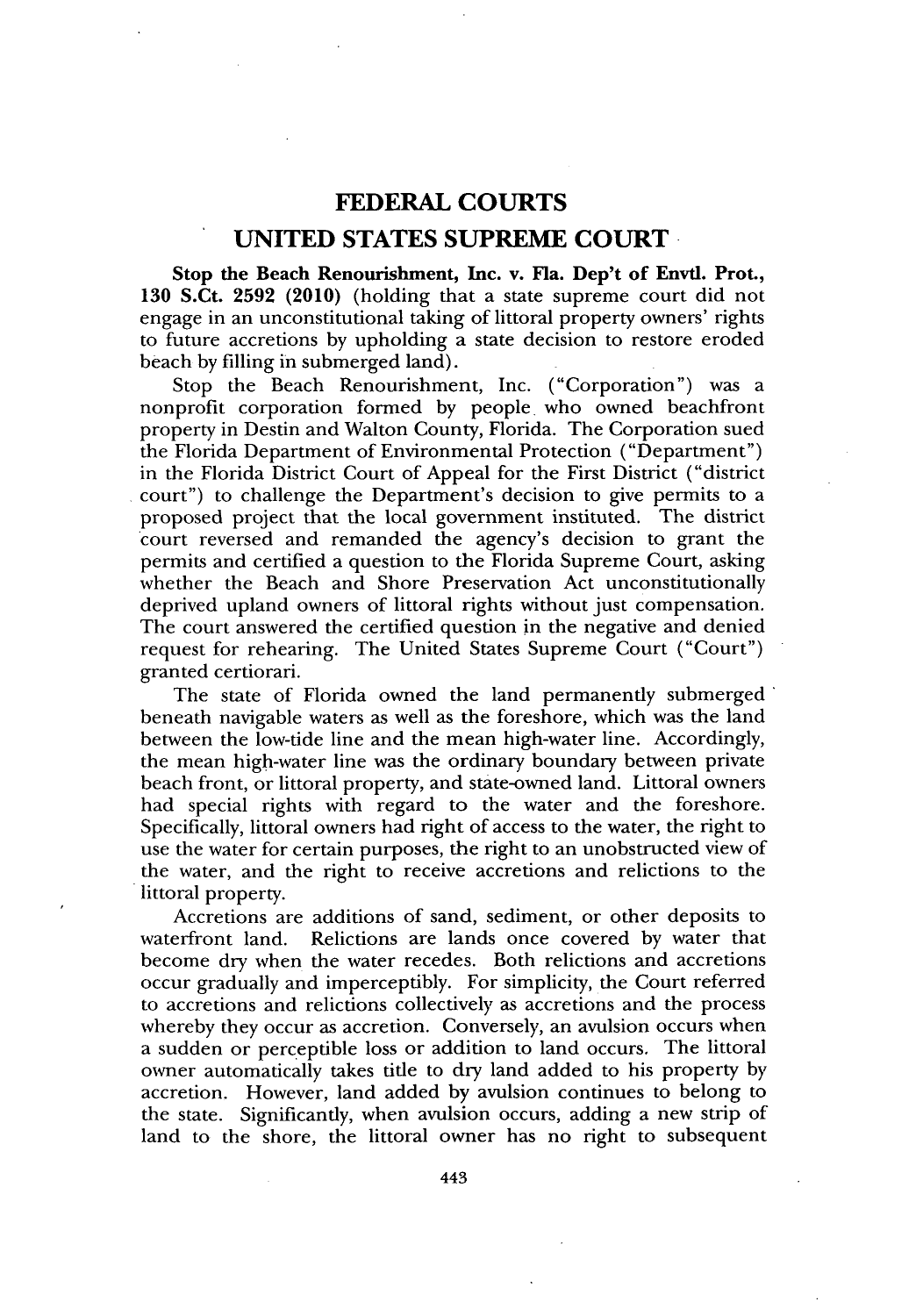# FEDERAL COURTS

## UNITED STATES SUPREME COURT

**Stop the Beach Renourishment, Inc. v. Fla. Dep't of Envtl. Prot., 130 S.Ct. 2592 (2010)** (holding that a state supreme court did not engage in an unconstitutional taking of littoral property owners' rights to future accretions by upholding a state decision to restore eroded beach by filling in submerged land).

Stop the Beach Renourishment, Inc. ("Corporation") was a nonprofit corporation formed by people who owned beachfront property in Destin and Walton County, Florida. The Corporation sued the Florida Department of Environmental Protection ("Department") in the Florida District Court of Appeal for the First District ("district court") to challenge the Department's decision to give permits to a proposed project that the local government instituted. The district court reversed and remanded the agency's decision to grant the permits and certified a question to the Florida Supreme Court, asking whether the Beach and Shore Preservation Act unconstitutionally deprived upland owners of littoral rights without just compensation. The court answered the certified question in the negative and denied request for rehearing. The United States Supreme Court ("Court") granted certiorari.

The state of Florida owned the land permanently submerged beneath navigable waters as well as the foreshore, which was the land between the low-tide line and the mean high-water line. Accordingly, the mean high-water line was the ordinary boundary between private beach front, or littoral property, and state-owned land. Littoral owners had special rights with regard to the water and the foreshore. Specifically, littoral owners had right of access to the water, the right to use the water for certain purposes, the right to an unobstructed view of the water, and the right to receive accretions and relictions to the littoral property.

Accretions are additions of sand, sediment, or other deposits to waterfront land. Relictions are lands once covered by water that become dry when the water recedes. Both relictions and accretions occur gradually and imperceptibly. For simplicity, the Court referred to accretions and relictions collectively as accretions and the process whereby they occur as accretion. Conversely, an avulsion occurs when a sudden or perceptible loss or addition to land occurs. The littoral owner automatically takes title to dry land added to his property by accretion. However, land added by avulsion continues to belong to the state. Significantly, when avulsion occurs, adding a new strip of land to the shore, the littoral owner has no right to subsequent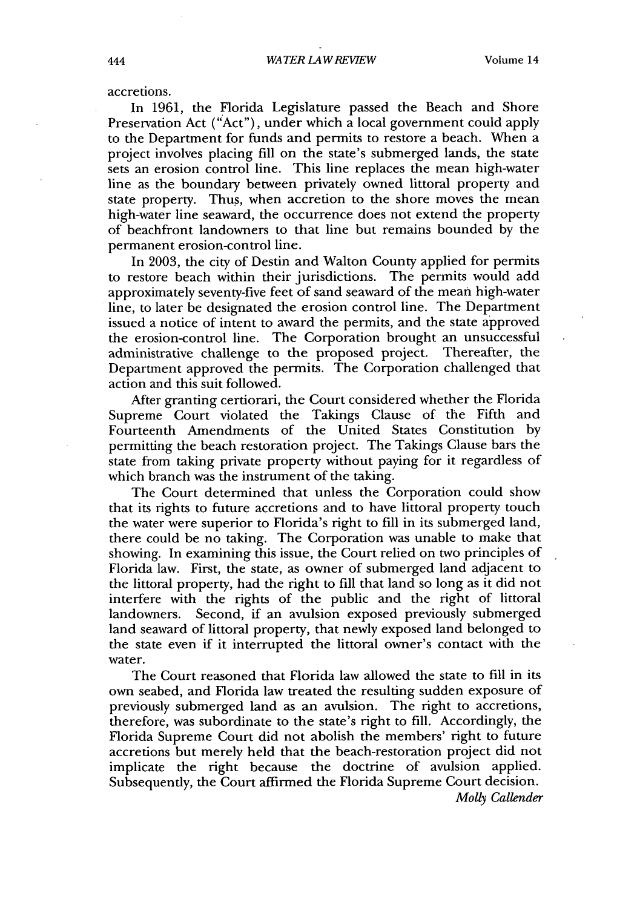accretions.

In 1961, the Florida Legislature passed the Beach and Shore Preservation Act ("Act"), under which a local government could apply to the Department for funds and permits to restore a beach. When a project involves placing fill on the state's submerged lands, the state sets an erosion control line. This line replaces the mean high-water line as the boundary between privately owned littoral property and state property. Thus, when accretion to the shore moves the mean high-water line seaward, the occurrence does not extend the property of beachfront landowners to that line but remains bounded by the permanent erosion-control line.

In 2003, the city of Destin and Walton County applied for permits to restore beach within their jurisdictions. The permits would add approximately seventy-five feet of sand seaward of the mean high-water line, to later be designated the erosion control line. The Department issued a notice of intent to award the permits, and the state approved the erosion-control line. The Corporation brought an unsuccessful administrative challenge to the proposed project. Thereafter, the Department approved the permits. The Corporation challenged that action and this suit followed.

After granting certiorari, the Court considered whether the Florida Supreme Court violated the Takings Clause of the Fifth and Fourteenth Amendments of the United States Constitution by permitting the beach restoration project. The Takings Clause bars the state from taking private property without paying for it regardless of which branch was the instrument of the taking.

The Court determined that unless the Corporation could show that its rights to future accretions and to have littoral property touch the water were superior to Florida's right to fill in its submerged land, there could be no taking. The Corporation was unable to make that showing. In examining this issue, the Court relied on two principles of Florida law. First, the state, as owner of submerged land adjacent to the littoral property, had the right to fill that land so long as it did not interfere with the rights of the public and the right of littoral landowners. Second, if an avulsion exposed previously submerged land seaward of littoral property, that newly exposed land belonged to the state even if it interrupted the littoral owner's contact with the water.

The Court reasoned that Florida law allowed the state to fill in its own seabed, and Florida law treated the resulting sudden exposure of previously submerged land as an avulsion. The right to accretions, therefore, was subordinate to the state's right to fill. Accordingly, the Florida Supreme Court did not abolish the members' right to future accretions but merely held that the beach-restoration project did not implicate the right because the doctrine of avulsion applied. Subsequently, the Court affirmed the Florida Supreme Court decision.

*Molly Callender*